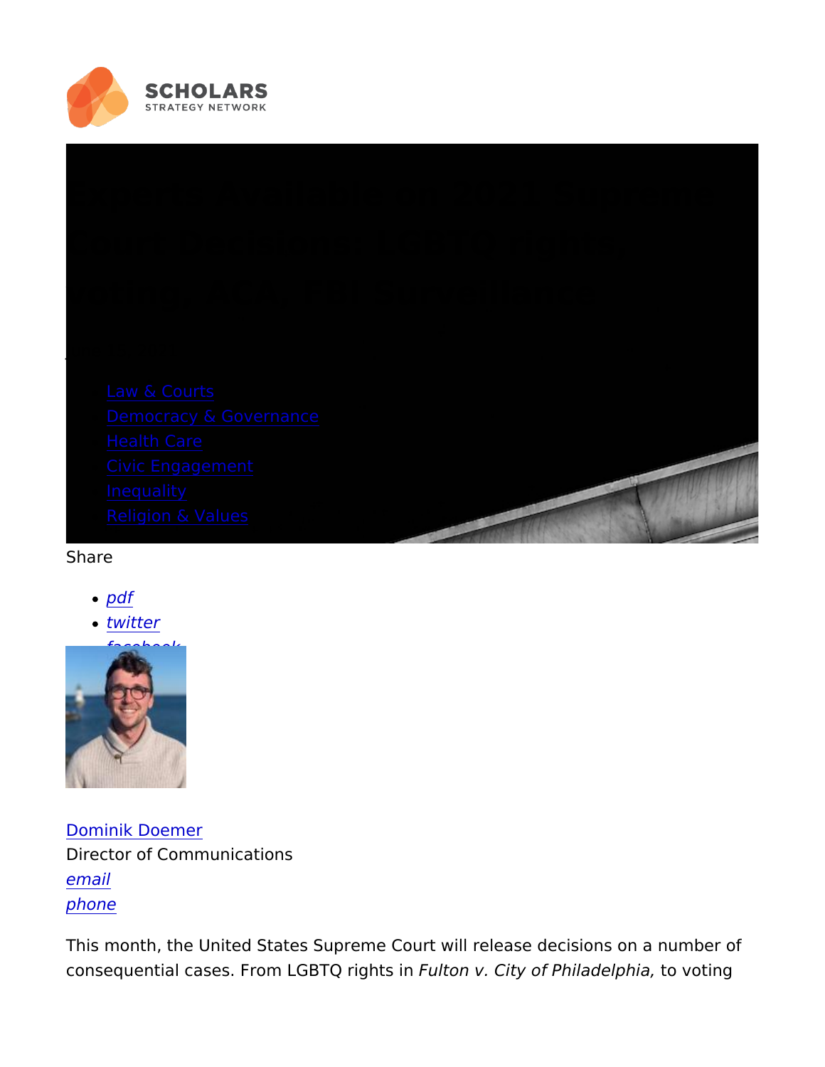- [Law & Courts]()
- [Democracy & Governance]()
- [Health Care]()
- [Civic Engagement]()
- [Inequality]()
- [Religion & Values]()

Share

- *pdf*
- *twitter*

[Dominik Doemer]()
Director of Communications
*email*
*phone*

This month, the United States Supreme Court will release decisions on a number of consequential cases. From LGBTQ rights in *Fulton v. City of Philadelphia,* to voting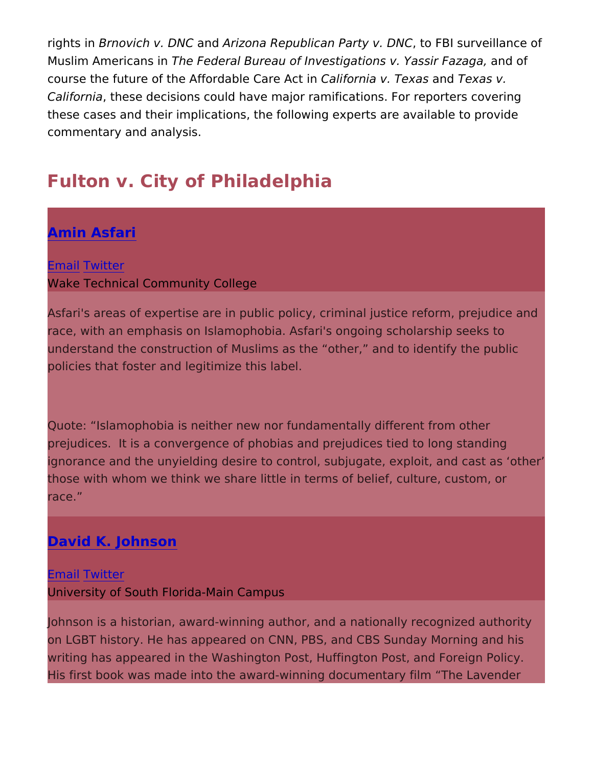rights in *Brnovich v. DNC* and *Arizona Republican Party v. DNC*, to FBI surveillance of Muslim Americans in *The Federal Bureau of Investigations v. Yassir Fazaga,* and of course the future of the Affordable Care Act in *California v. Texas* and *Texas v. California*, these decisions could have major ramifications. For reporters covering these cases and their implications, the following experts are available to provide commentary and analysis.

## Fulton v. City of Philadelphia

### Amin Asfari

Email Twitter
Wake Technical Community College

Asfari's areas of expertise are in public policy, criminal justice reform, prejudice and race, with an emphasis on Islamophobia. Asfari's ongoing scholarship seeks to understand the construction of Muslims as the "other," and to identify the public policies that foster and legitimize this label.

Quote: "Islamophobia is neither new nor fundamentally different from other prejudices. It is a convergence of phobias and prejudices tied to long standing ignorance and the unyielding desire to control, subjugate, exploit, and cast as 'other' those with whom we think we share little in terms of belief, culture, custom, or race."

### David K. Johnson

Email Twitter
University of South Florida-Main Campus

Johnson is a historian, award-winning author, and a nationally recognized authority on LGBT history. He has appeared on CNN, PBS, and CBS Sunday Morning and his writing has appeared in the Washington Post, Huffington Post, and Foreign Policy. His first book was made into the award-winning documentary film "The Lavender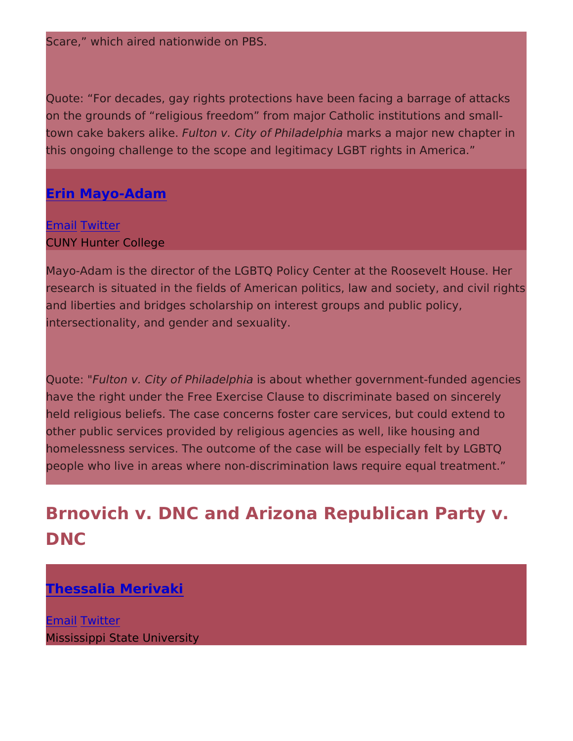Scare," which aired nationwide on PBS.

Quote: "For decades, gay rights protections have been facing a barrage of attacks on the grounds of "religious freedom" from major Catholic institutions and small-town cake bakers alike. *Fulton v. City of Philadelphia* marks a major new chapter in this ongoing challenge to the scope and legitimacy LGBT rights in America."

### Erin Mayo-Adam

Email Twitter
CUNY Hunter College

Mayo-Adam is the director of the LGBTQ Policy Center at the Roosevelt House. Her research is situated in the fields of American politics, law and society, and civil rights and liberties and bridges scholarship on interest groups and public policy, intersectionality, and gender and sexuality.

Quote: "*Fulton v. City of Philadelphia* is about whether government-funded agencies have the right under the Free Exercise Clause to discriminate based on sincerely held religious beliefs. The case concerns foster care services, but could extend to other public services provided by religious agencies as well, like housing and homelessness services. The outcome of the case will be especially felt by LGBTQ people who live in areas where non-discrimination laws require equal treatment."

## Brnovich v. DNC and Arizona Republican Party v. DNC

### Thessalia Merivaki

Email Twitter
Mississippi State University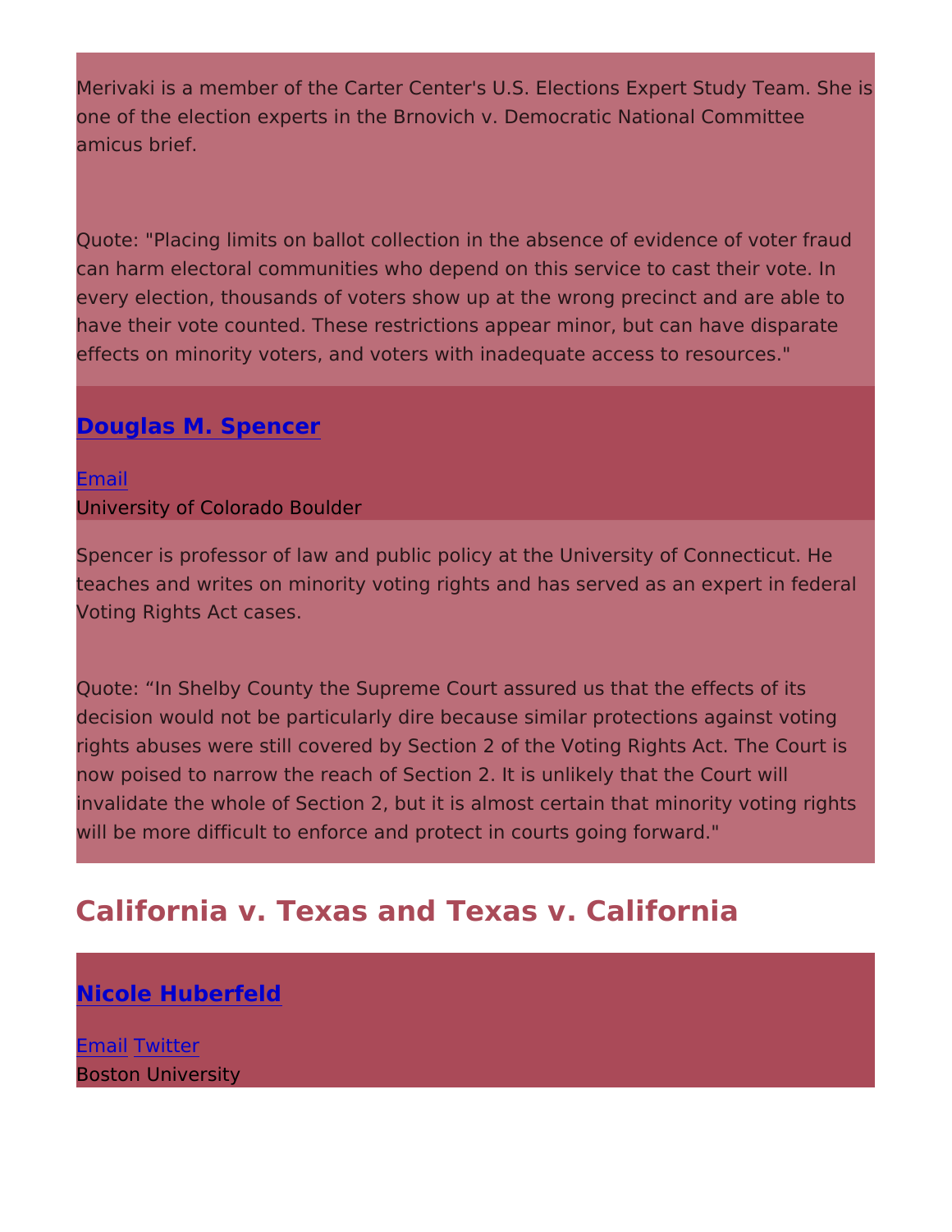Merivaki is a member of the Carter Center's U.S. Elections Expert Study Team. She is one of the election experts in the Brnovich v. Democratic National Committee amicus brief.

Quote: "Placing limits on ballot collection in the absence of evidence of voter fraud can harm electoral communities who depend on this service to cast their vote. In every election, thousands of voters show up at the wrong precinct and are able to have their vote counted. These restrictions appear minor, but can have disparate effects on minority voters, and voters with inadequate access to resources."

### Douglas M. Spencer

Email
University of Colorado Boulder

Spencer is professor of law and public policy at the University of Connecticut. He teaches and writes on minority voting rights and has served as an expert in federal Voting Rights Act cases.

Quote: “In Shelby County the Supreme Court assured us that the effects of its decision would not be particularly dire because similar protections against voting rights abuses were still covered by Section 2 of the Voting Rights Act. The Court is now poised to narrow the reach of Section 2. It is unlikely that the Court will invalidate the whole of Section 2, but it is almost certain that minority voting rights will be more difficult to enforce and protect in courts going forward."

## California v. Texas and Texas v. California

### Nicole Huberfeld

Email Twitter
Boston University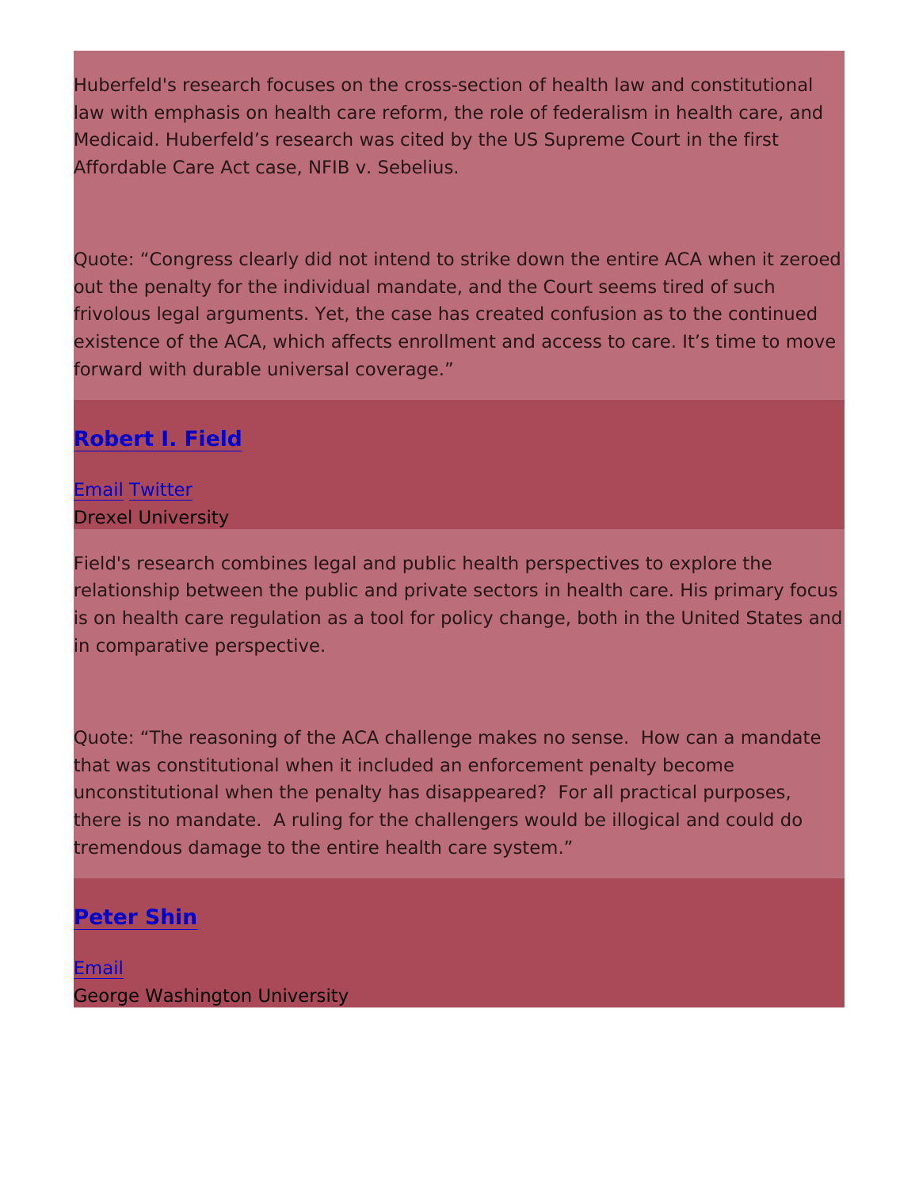Huberfeld's research focuses on the cross-section of health law and constitutional law with emphasis on health care reform, the role of federalism in health care, and Medicaid. Huberfeld’s research was cited by the US Supreme Court in the first Affordable Care Act case, NFIB v. Sebelius.

Quote: “Congress clearly did not intend to strike down the entire ACA when it zeroed out the penalty for the individual mandate, and the Court seems tired of such frivolous legal arguments. Yet, the case has created confusion as to the continued existence of the ACA, which affects enrollment and access to care. It’s time to move forward with durable universal coverage.”

## Robert I. Field

Email Twitter
Drexel University

Field's research combines legal and public health perspectives to explore the relationship between the public and private sectors in health care. His primary focus is on health care regulation as a tool for policy change, both in the United States and in comparative perspective.

Quote: “The reasoning of the ACA challenge makes no sense. How can a mandate that was constitutional when it included an enforcement penalty become unconstitutional when the penalty has disappeared? For all practical purposes, there is no mandate. A ruling for the challengers would be illogical and could do tremendous damage to the entire health care system.”

## Peter Shin

Email
George Washington University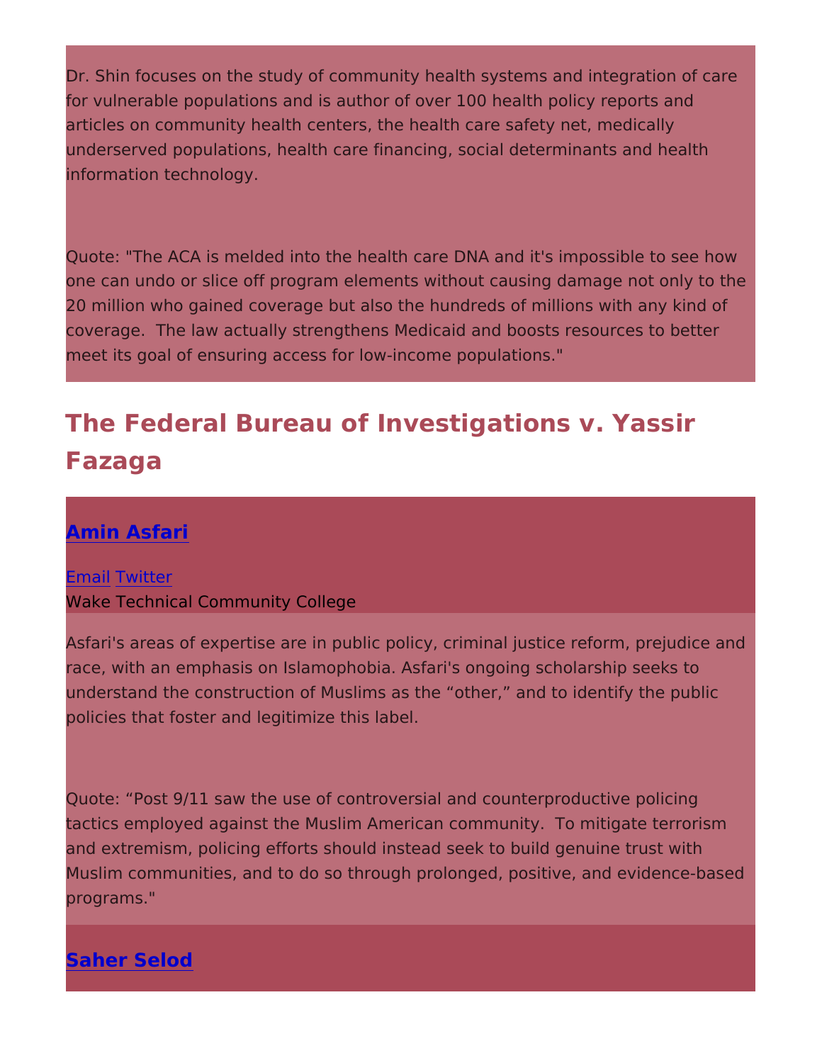Dr. Shin focuses on the study of community health systems and integration of care for vulnerable populations and is author of over 100 health policy reports and articles on community health centers, the health care safety net, medically underserved populations, health care financing, social determinants and health information technology.

Quote: "The ACA is melded into the health care DNA and it's impossible to see how one can undo or slice off program elements without causing damage not only to the 20 million who gained coverage but also the hundreds of millions with any kind of coverage.  The law actually strengthens Medicaid and boosts resources to better meet its goal of ensuring access for low-income populations."

## The Federal Bureau of Investigations v. Yassir Fazaga

### Amin Asfari

Email Twitter
Wake Technical Community College

Asfari's areas of expertise are in public policy, criminal justice reform, prejudice and race, with an emphasis on Islamophobia. Asfari's ongoing scholarship seeks to understand the construction of Muslims as the “other,” and to identify the public policies that foster and legitimize this label.

Quote: “Post 9/11 saw the use of controversial and counterproductive policing tactics employed against the Muslim American community.  To mitigate terrorism and extremism, policing efforts should instead seek to build genuine trust with Muslim communities, and to do so through prolonged, positive, and evidence-based programs."

### Saher Selod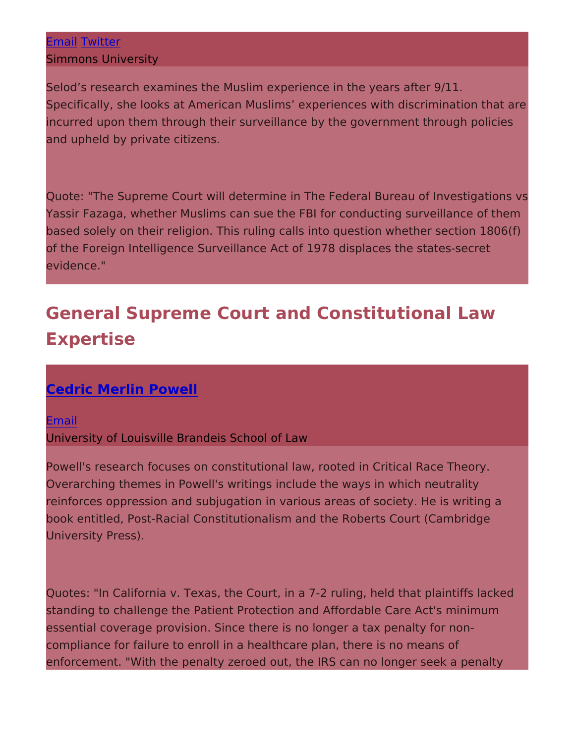[Email](#) [Twitter](#)
Simmons University

Selod's research examines the Muslim experience in the years after 9/11. Specifically, she looks at American Muslims' experiences with discrimination that are incurred upon them through their surveillance by the government through policies and upheld by private citizens.

Quote: "The Supreme Court will determine in The Federal Bureau of Investigations vs Yassir Fazaga, whether Muslims can sue the FBI for conducting surveillance of them based solely on their religion. This ruling calls into question whether section 1806(f) of the Foreign Intelligence Surveillance Act of 1978 displaces the states-secret evidence."

## General Supreme Court and Constitutional Law Expertise

### [Cedric Merlin Powell](#)

[Email](#)
University of Louisville Brandeis School of Law

Powell's research focuses on constitutional law, rooted in Critical Race Theory. Overarching themes in Powell's writings include the ways in which neutrality reinforces oppression and subjugation in various areas of society. He is writing a book entitled, Post-Racial Constitutionalism and the Roberts Court (Cambridge University Press).

Quotes: "In California v. Texas, the Court, in a 7-2 ruling, held that plaintiffs lacked standing to challenge the Patient Protection and Affordable Care Act's minimum essential coverage provision. Since there is no longer a tax penalty for non-compliance for failure to enroll in a healthcare plan, there is no means of enforcement. "With the penalty zeroed out, the IRS can no longer seek a penalty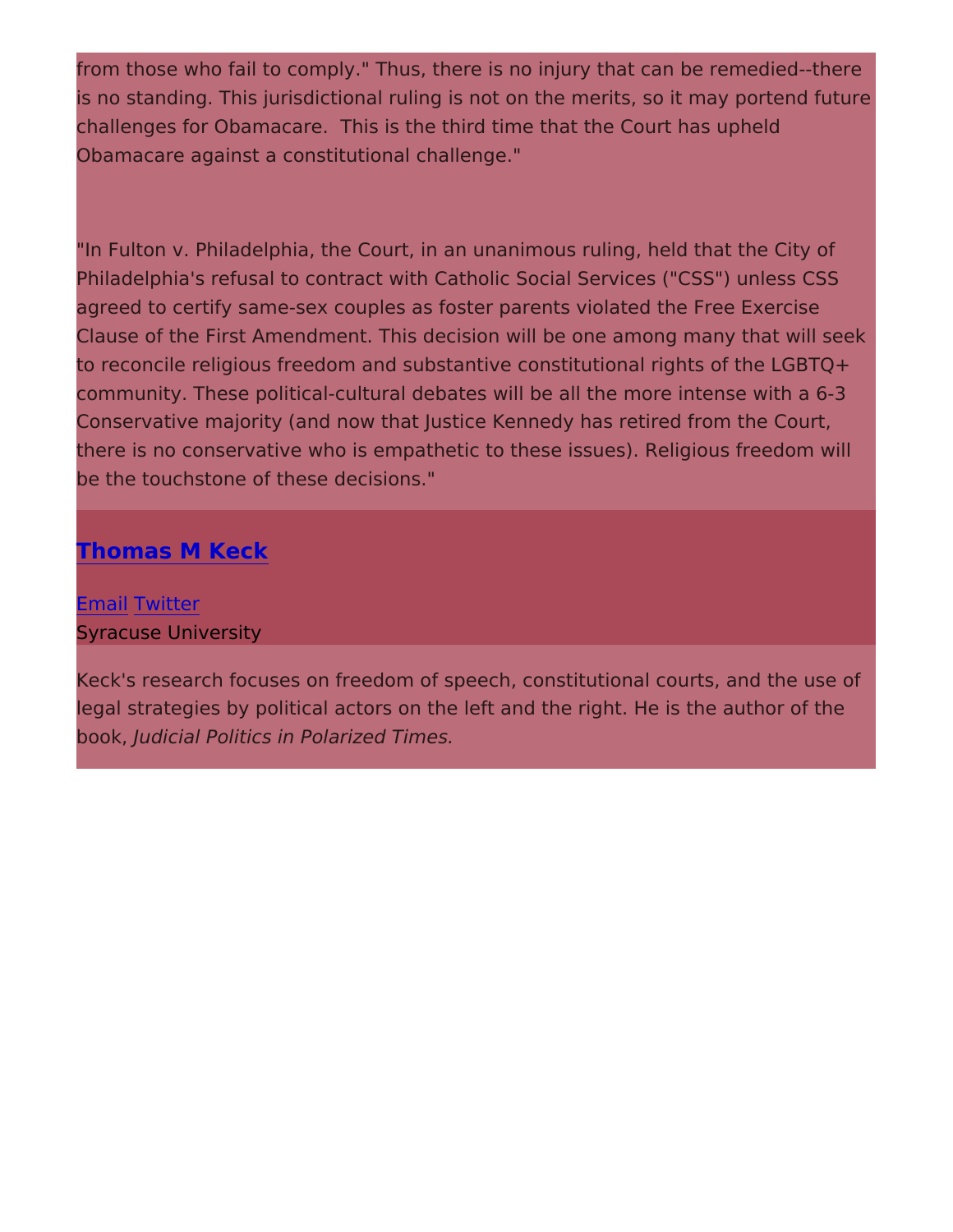from those who fail to comply." Thus, there is no injury that can be remedied--there is no standing. This jurisdictional ruling is not on the merits, so it may portend future challenges for Obamacare. This is the third time that the Court has upheld Obamacare against a constitutional challenge."

"In Fulton v. Philadelphia, the Court, in an unanimous ruling, held that the City of Philadelphia's refusal to contract with Catholic Social Services ("CSS") unless CSS agreed to certify same-sex couples as foster parents violated the Free Exercise Clause of the First Amendment. This decision will be one among many that will seek to reconcile religious freedom and substantive constitutional rights of the LGBTQ+ community. These political-cultural debates will be all the more intense with a 6-3 Conservative majority (and now that Justice Kennedy has retired from the Court, there is no conservative who is empathetic to these issues). Religious freedom will be the touchstone of these decisions."

## Thomas M Keck

Email Twitter
Syracuse University

Keck's research focuses on freedom of speech, constitutional courts, and the use of legal strategies by political actors on the left and the right. He is the author of the book, *Judicial Politics in Polarized Times.*